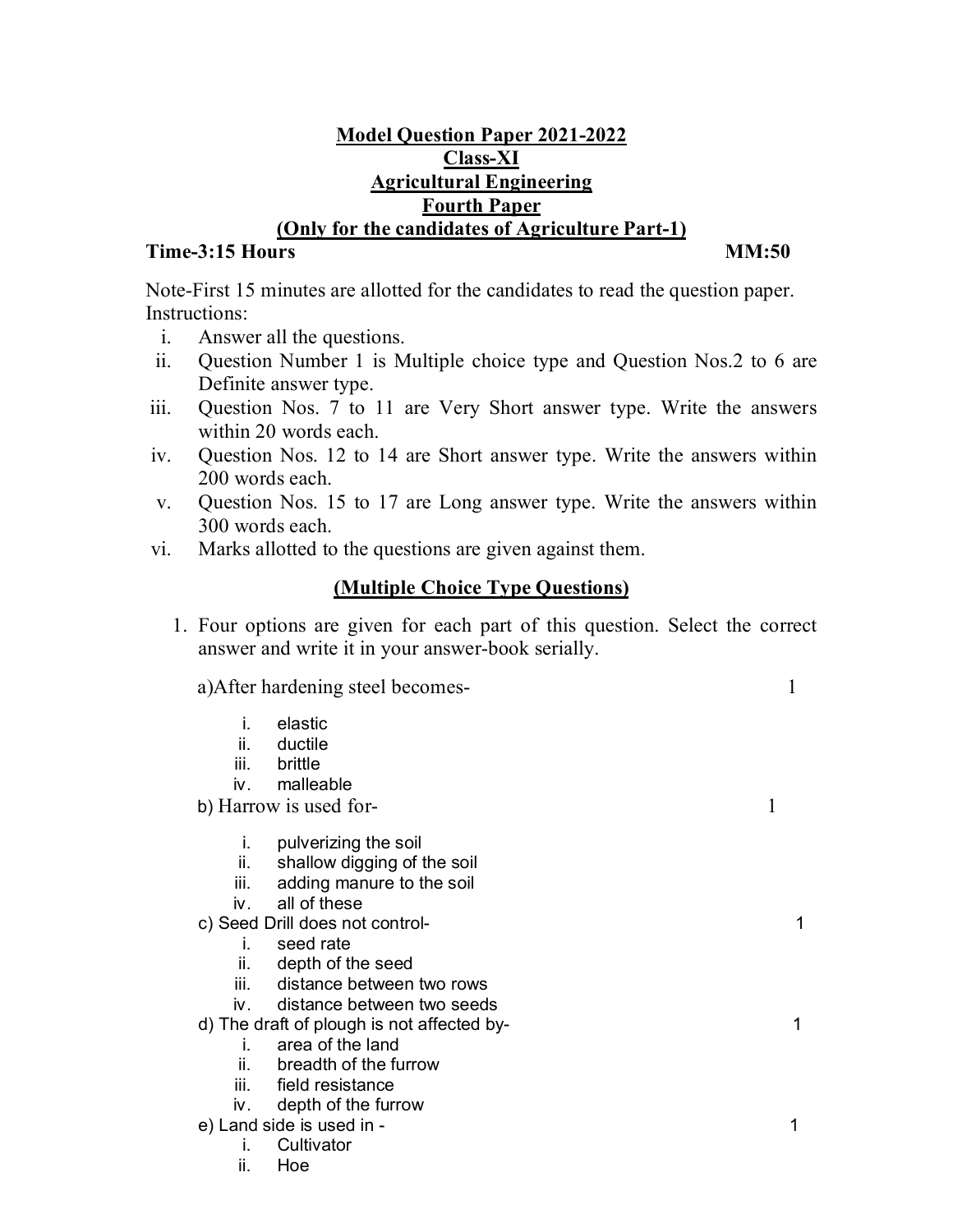# Model Question Paper 2021-2022

## Class-XI

## Agricultural Engineering

## Fourth Paper

## (Only for the candidates of Agriculture Part-1)

**Time-3:15 Hours** **MM:50**

Note-First 15 minutes are allotted for the candidates to read the question paper.

Instructions:

i. Answer all the questions.

ii. Question Number 1 is Multiple choice type and Question Nos.2 to 6 are Definite answer type.

iii. Question Nos. 7 to 11 are Very Short answer type. Write the answers within 20 words each.

iv. Question Nos. 12 to 14 are Short answer type. Write the answers within 200 words each.

v. Question Nos. 15 to 17 are Long answer type. Write the answers within 300 words each.

vi. Marks allotted to the questions are given against them.

## (Multiple Choice Type Questions)

1. Four options are given for each part of this question. Select the correct answer and write it in your answer-book serially.

a) After hardening steel becomes- 1

i. elastic
ii. ductile
iii. brittle
iv. malleable

b) Harrow is used for- 1

i. pulverizing the soil
ii. shallow digging of the soil
iii. adding manure to the soil
iv. all of these

c) Seed Drill does not control- 1

i. seed rate
ii. depth of the seed
iii. distance between two rows
iv. distance between two seeds

d) The draft of plough is not affected by- 1

i. area of the land
ii. breadth of the furrow
iii. field resistance
iv. depth of the furrow

e) Land side is used in - 1

i. Cultivator
ii. Hoe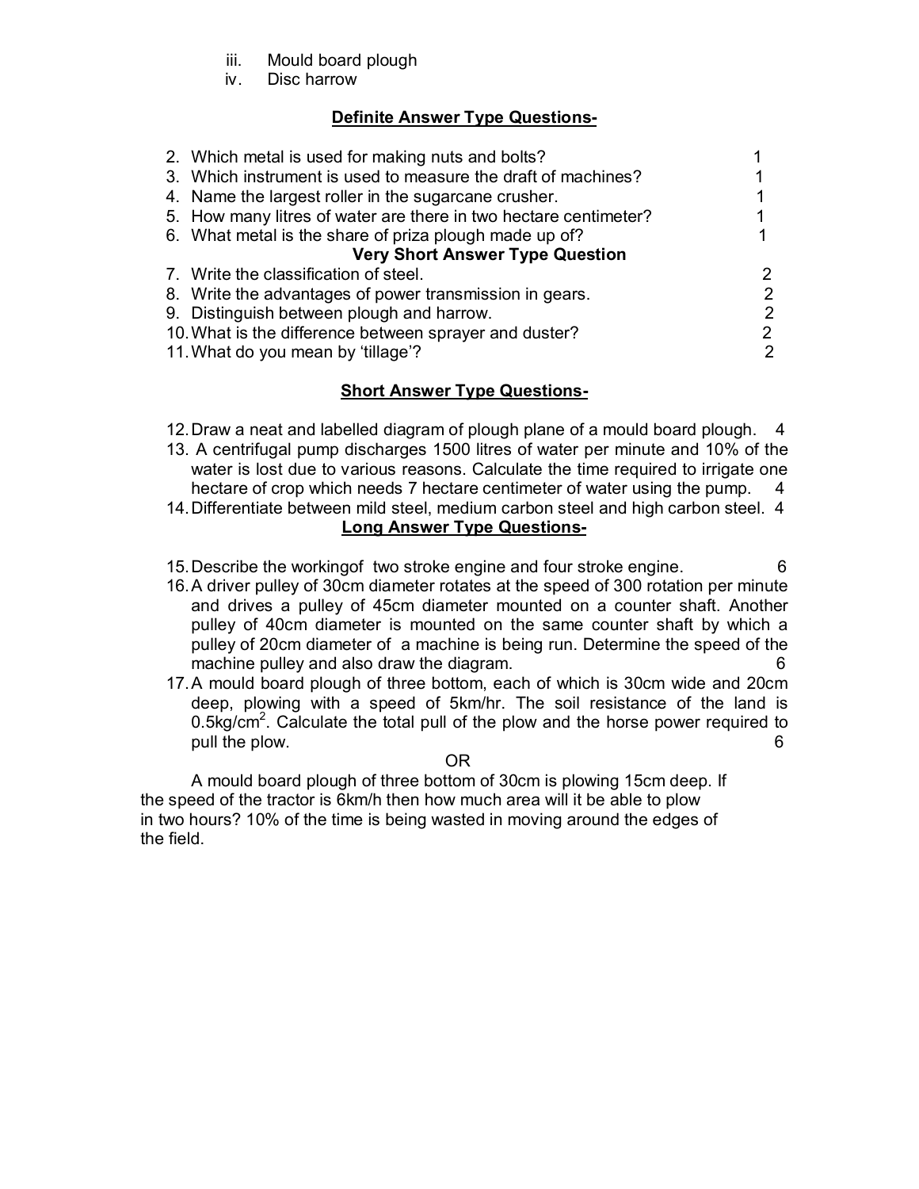iii. Mould board plough
iv. Disc harrow

## Definite Answer Type Questions-

2. Which metal is used for making nuts and bolts? 1
3. Which instrument is used to measure the draft of machines? 1
4. Name the largest roller in the sugarcane crusher. 1
5. How many litres of water are there in two hectare centimeter? 1
6. What metal is the share of priza plough made up of? 1

## Very Short Answer Type Question

7. Write the classification of steel. 2
8. Write the advantages of power transmission in gears. 2
9. Distinguish between plough and harrow. 2
10. What is the difference between sprayer and duster? 2
11. What do you mean by 'tillage'? 2

## Short Answer Type Questions-

12. Draw a neat and labelled diagram of plough plane of a mould board plough. 4
13. A centrifugal pump discharges 1500 litres of water per minute and 10% of the water is lost due to various reasons. Calculate the time required to irrigate one hectare of crop which needs 7 hectare centimeter of water using the pump. 4
14. Differentiate between mild steel, medium carbon steel and high carbon steel. 4

## Long Answer Type Questions-

15. Describe the workingof two stroke engine and four stroke engine. 6
16. A driver pulley of 30cm diameter rotates at the speed of 300 rotation per minute and drives a pulley of 45cm diameter mounted on a counter shaft. Another pulley of 40cm diameter is mounted on the same counter shaft by which a pulley of 20cm diameter of a machine is being run. Determine the speed of the machine pulley and also draw the diagram. 6
17. A mould board plough of three bottom, each of which is 30cm wide and 20cm deep, plowing with a speed of 5km/hr. The soil resistance of the land is $0.5 kg/cm^2$. Calculate the total pull of the plow and the horse power required to pull the plow. 6

OR

A mould board plough of three bottom of 30cm is plowing 15cm deep. If the speed of the tractor is 6km/h then how much area will it be able to plow in two hours? 10% of the time is being wasted in moving around the edges of the field.